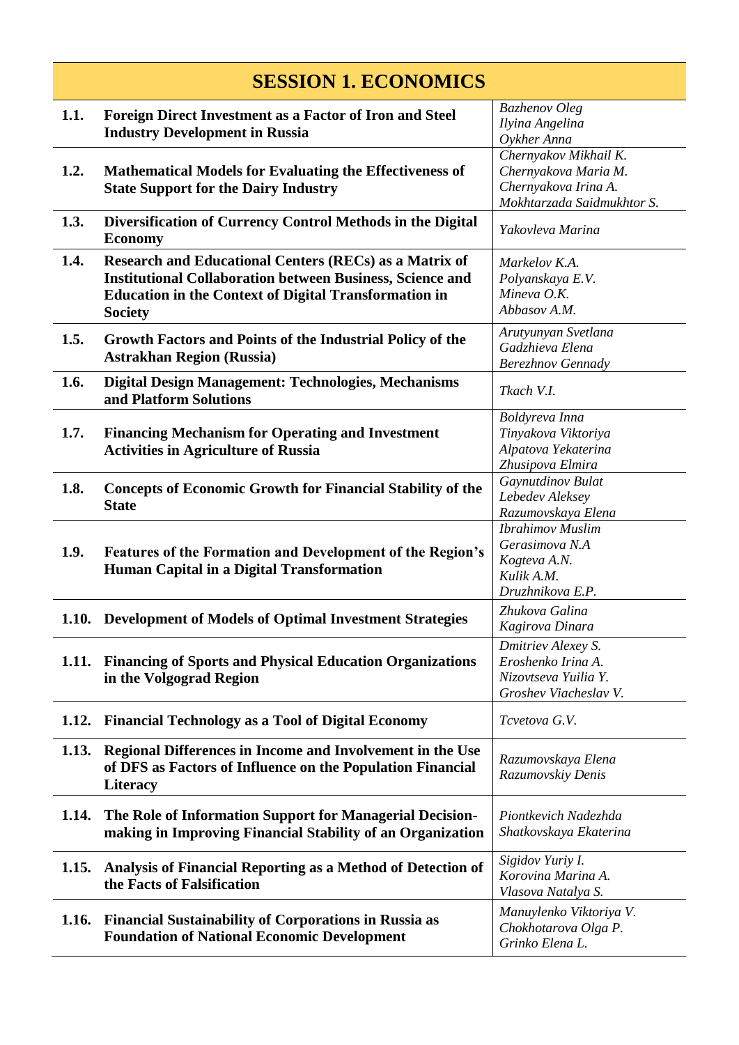## SESSION 1. ECONOMICS

| No. | Title | Authors |
|---|---|---|
| **1.1.** | **Foreign Direct Investment as a Factor of Iron and Steel Industry Development in Russia** | *Bazhenov Oleg*<br>*Ilyina Angelina*<br>*Oykher Anna* |
| **1.2.** | **Mathematical Models for Evaluating the Effectiveness of State Support for the Dairy Industry** | *Chernyakov Mikhail K.*<br>*Chernyakova Maria M.*<br>*Chernyakova Irina A.*<br>*Mokhtarzada Saidmukhtor S.* |
| **1.3.** | **Diversification of Currency Control Methods in the Digital Economy** | *Yakovleva Marina* |
| **1.4.** | **Research and Educational Centers (RECs) as a Matrix of Institutional Collaboration between Business, Science and Education in the Context of Digital Transformation in Society** | *Markelov K.A.*<br>*Polyanskaya E.V.*<br>*Mineva O.K.*<br>*Abbasov A.M.* |
| **1.5.** | **Growth Factors and Points of the Industrial Policy of the Astrakhan Region (Russia)** | *Arutyunyan Svetlana*<br>*Gadzhieva Elena*<br>*Berezhnov Gennady* |
| **1.6.** | **Digital Design Management: Technologies, Mechanisms and Platform Solutions** | *Tkach V.I.* |
| **1.7.** | **Financing Mechanism for Operating and Investment Activities in Agriculture of Russia** | *Boldyreva Inna*<br>*Tinyakova Viktoriya*<br>*Alpatova Yekaterina*<br>*Zhusipova Elmira* |
| **1.8.** | **Concepts of Economic Growth for Financial Stability of the State** | *Gaynutdinov Bulat*<br>*Lebedev Aleksey*<br>*Razumovskaya Elena* |
| **1.9.** | **Features of the Formation and Development of the Region's Human Capital in a Digital Transformation** | *Ibrahimov Muslim*<br>*Gerasimova N.A*<br>*Kogteva A.N.*<br>*Kulik A.M.*<br>*Druzhnikova E.P.* |
| **1.10.** | **Development of Models of Optimal Investment Strategies** | *Zhukova Galina*<br>*Kagirova Dinara* |
| **1.11.** | **Financing of Sports and Physical Education Organizations in the Volgograd Region** | *Dmitriev Alexey S.*<br>*Eroshenko Irina A.*<br>*Nizovtseva Yuilia Y.*<br>*Groshev Viacheslav V.* |
| **1.12.** | **Financial Technology as a Tool of Digital Economy** | *Tcvetova G.V.* |
| **1.13.** | **Regional Differences in Income and Involvement in the Use of DFS as Factors of Influence on the Population Financial Literacy** | *Razumovskaya Elena*<br>*Razumovskiy Denis* |
| **1.14.** | **The Role of Information Support for Managerial Decision-making in Improving Financial Stability of an Organization** | *Piontkevich Nadezhda*<br>*Shatkovskaya Ekaterina* |
| **1.15.** | **Analysis of Financial Reporting as a Method of Detection of the Facts of Falsification** | *Sigidov Yuriy I.*<br>*Korovina Marina A.*<br>*Vlasova Natalya S.* |
| **1.16.** | **Financial Sustainability of Corporations in Russia as Foundation of National Economic Development** | *Manuylenko Viktoriya V.*<br>*Chokhotarova Olga P.*<br>*Grinko Elena L.* |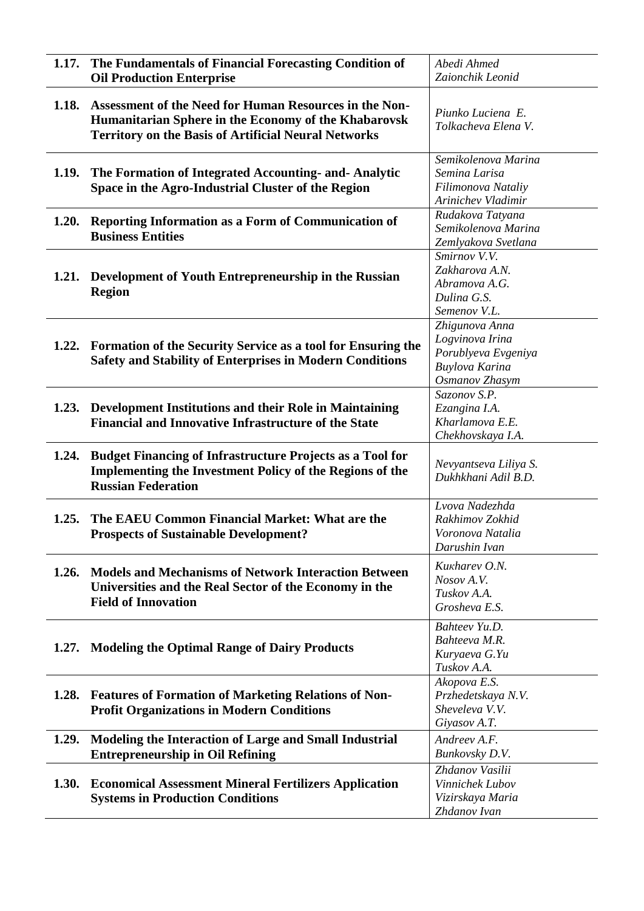| | | |
|---|---|---|
| **1.17.** | **The Fundamentals of Financial Forecasting Condition of Oil Production Enterprise** | *Abedi Ahmed*<br>*Zaionchik Leonid* |
| **1.18.** | **Assessment of the Need for Human Resources in the Non-Humanitarian Sphere in the Economy of the Khabarovsk Territory on the Basis of Artificial Neural Networks** | *Piunko Luciena E.*<br>*Tolkacheva Elena V.* |
| **1.19.** | **The Formation of Integrated Accounting- and- Analytic Space in the Agro-Industrial Cluster of the Region** | *Semikolenova Marina*<br>*Semina Larisa*<br>*Filimonova Nataliy*<br>*Arinichev Vladimir* |
| **1.20.** | **Reporting Information as a Form of Communication of Business Entities** | *Rudakova Tatyana*<br>*Semikolenova Marina*<br>*Zemlyakova Svetlana* |
| **1.21.** | **Development of Youth Entrepreneurship in the Russian Region** | *Smirnov V.V.*<br>*Zakharova A.N.*<br>*Abramova A.G.*<br>*Dulina G.S.*<br>*Semenov V.L.* |
| **1.22.** | **Formation of the Security Service as a tool for Ensuring the Safety and Stability of Enterprises in Modern Conditions** | *Zhigunova Anna*<br>*Logvinova Irina*<br>*Porublyeva Evgeniya*<br>*Buylova Karina*<br>*Osmanov Zhasym* |
| **1.23.** | **Development Institutions and their Role in Maintaining Financial and Innovative Infrastructure of the State** | *Sazonov S.P.*<br>*Ezangina I.A.*<br>*Kharlamova E.E.*<br>*Chekhovskaya I.A.* |
| **1.24.** | **Budget Financing of Infrastructure Projects as a Tool for Implementing the Investment Policy of the Regions of the Russian Federation** | *Nevyantseva Liliya S.*<br>*Dukhkhani Adil B.D.* |
| **1.25.** | **The EAEU Common Financial Market: What are the Prospects of Sustainable Development?** | *Lvova Nadezhda*<br>*Rakhimov Zokhid*<br>*Voronova Natalia*<br>*Darushin Ivan* |
| **1.26.** | **Models and Mechanisms of Network Interaction Between Universities and the Real Sector of the Economy in the Field of Innovation** | *Kuкharev O.N.*<br>*Nosov A.V.*<br>*Tuskov A.A.*<br>*Grosheva E.S.* |
| **1.27.** | **Modeling the Optimal Range of Dairy Products** | *Bahteev Yu.D.*<br>*Bahteeva M.R.*<br>*Kuryaeva G.Yu*<br>*Tuskov A.A.* |
| **1.28.** | **Features of Formation of Marketing Relations of Non-Profit Organizations in Modern Conditions** | *Akopova E.S.*<br>*Przhedetskaya N.V.*<br>*Sheveleva V.V.*<br>*Giyasov A.T.* |
| **1.29.** | **Modeling the Interaction of Large and Small Industrial Entrepreneurship in Oil Refining** | *Andreev A.F.*<br>*Bunkovsky D.V.* |
| **1.30.** | **Economical Assessment Mineral Fertilizers Application Systems in Production Conditions** | *Zhdanov Vasilii*<br>*Vinnichek Lubov*<br>*Vizirskaya Maria*<br>*Zhdanov Ivan* |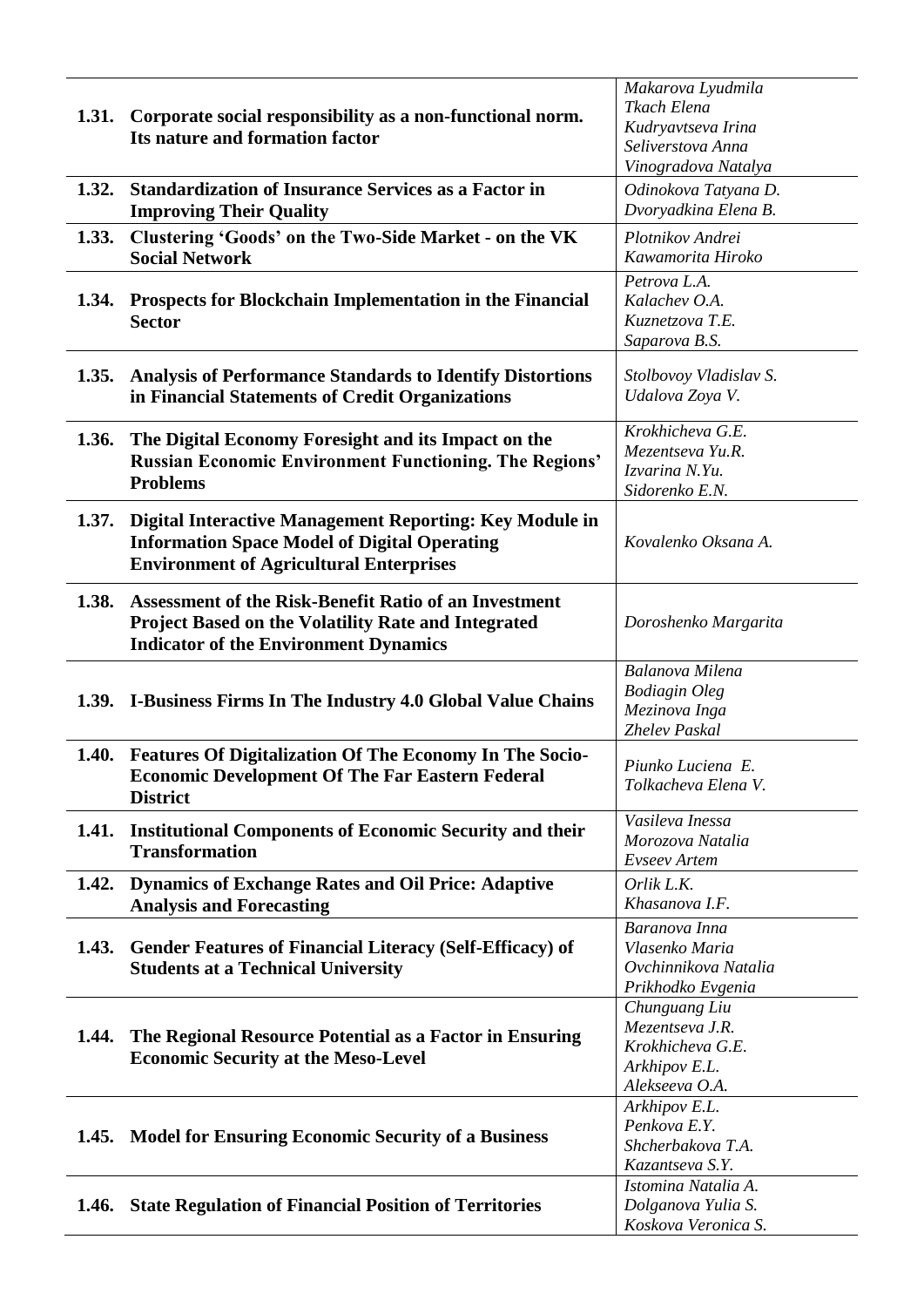| | | |
|---|---|---|
| **1.31.** | **Corporate social responsibility as a non-functional norm. Its nature and formation factor** | *Makarova Lyudmila*<br>*Tkach Elena*<br>*Kudryavtseva Irina*<br>*Seliverstova Anna*<br>*Vinogradova Natalya* |
| **1.32.** | **Standardization of Insurance Services as a Factor in Improving Their Quality** | *Odinokova Tatyana D.*<br>*Dvoryadkina Elena B.* |
| **1.33.** | **Clustering 'Goods' on the Two-Side Market - on the VK Social Network** | *Plotnikov Andrei*<br>*Kawamorita Hiroko* |
| **1.34.** | **Prospects for Blockchain Implementation in the Financial Sector** | *Petrova L.A.*<br>*Kalachev O.A.*<br>*Kuznetzova T.E.*<br>*Saparova B.S.* |
| **1.35.** | **Analysis of Performance Standards to Identify Distortions in Financial Statements of Credit Organizations** | *Stolbovoy Vladislav S.*<br>*Udalova Zoya V.* |
| **1.36.** | **The Digital Economy Foresight and its Impact on the Russian Economic Environment Functioning. The Regions' Problems** | *Krokhicheva G.E.*<br>*Mezentseva Yu.R.*<br>*Izvarina N.Yu.*<br>*Sidorenko E.N.* |
| **1.37.** | **Digital Interactive Management Reporting: Key Module in Information Space Model of Digital Operating Environment of Agricultural Enterprises** | *Kovalenko Oksana A.* |
| **1.38.** | **Assessment of the Risk-Benefit Ratio of an Investment Project Based on the Volatility Rate and Integrated Indicator of the Environment Dynamics** | *Doroshenko Margarita* |
| **1.39.** | **I-Business Firms In The Industry 4.0 Global Value Chains** | *Balanova Milena*<br>*Bodiagin Oleg*<br>*Mezinova Inga*<br>*Zhelev Paskal* |
| **1.40.** | **Features Of Digitalization Of The Economy In The Socio-Economic Development Of The Far Eastern Federal District** | *Piunko Luciena E.*<br>*Tolkacheva Elena V.* |
| **1.41.** | **Institutional Components of Economic Security and their Transformation** | *Vasileva Inessa*<br>*Morozova Natalia*<br>*Evseev Artem* |
| **1.42.** | **Dynamics of Exchange Rates and Oil Price: Adaptive Analysis and Forecasting** | *Orlik L.K.*<br>*Khasanova I.F.* |
| **1.43.** | **Gender Features of Financial Literacy (Self-Efficacy) of Students at a Technical University** | *Baranova Inna*<br>*Vlasenko Maria*<br>*Ovchinnikova Natalia*<br>*Prikhodko Evgenia* |
| **1.44.** | **The Regional Resource Potential as a Factor in Ensuring Economic Security at the Meso-Level** | *Chunguang Liu*<br>*Mezentseva J.R.*<br>*Krokhicheva G.E.*<br>*Arkhipov E.L.*<br>*Alekseeva O.A.* |
| **1.45.** | **Model for Ensuring Economic Security of a Business** | *Arkhipov E.L.*<br>*Penkova E.Y.*<br>*Shcherbakova T.A.*<br>*Kazantseva S.Y.* |
| **1.46.** | **State Regulation of Financial Position of Territories** | *Istomina Natalia A.*<br>*Dolganova Yulia S.*<br>*Koskova Veronica S.* |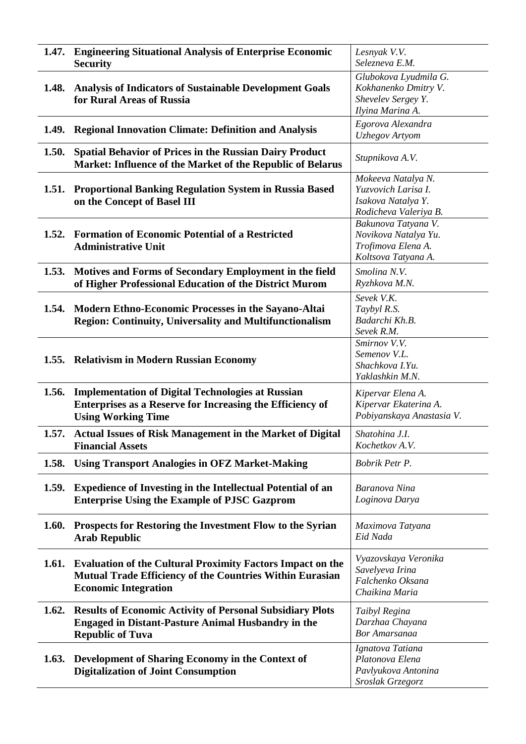| | | |
|---|---|---|
| **1.47.** | **Engineering Situational Analysis of Enterprise Economic Security** | *Lesnyak V.V.*<br>*Selezneva E.M.* |
| **1.48.** | **Analysis of Indicators of Sustainable Development Goals for Rural Areas of Russia** | *Glubokova Lyudmila G.*<br>*Kokhanenko Dmitry V.*<br>*Shevelev Sergey Y.*<br>*Ilyina Marina A.* |
| **1.49.** | **Regional Innovation Climate: Definition and Analysis** | *Egorova Alexandra*<br>*Uzhegov Artyom* |
| **1.50.** | **Spatial Behavior of Prices in the Russian Dairy Product Market: Influence of the Market of the Republic of Belarus** | *Stupnikova A.V.* |
| **1.51.** | **Proportional Banking Regulation System in Russia Based on the Concept of Basel III** | *Mokeeva Natalya N.*<br>*Yuzvovich Larisa I.*<br>*Isakova Natalya Y.*<br>*Rodicheva Valeriya B.* |
| **1.52.** | **Formation of Economic Potential of a Restricted Administrative Unit** | *Bakunova Tatyana V.*<br>*Novikova Natalya Yu.*<br>*Trofimova Elena A.*<br>*Koltsova Tatyana A.* |
| **1.53.** | **Motives and Forms of Secondary Employment in the field of Higher Professional Education of the District Murom** | *Smolina N.V.*<br>*Ryzhkova M.N.* |
| **1.54.** | **Modern Ethno-Economic Processes in the Sayano-Altai Region: Continuity, Universality and Multifunctionalism** | *Sevek V.K.*<br>*Taybyl R.S.*<br>*Badarchi Kh.B.*<br>*Sevek R.M.* |
| **1.55.** | **Relativism in Modern Russian Economy** | *Smirnov V.V.*<br>*Semenov V.L.*<br>*Shachkova I.Yu.*<br>*Yaklashkin M.N.* |
| **1.56.** | **Implementation of Digital Technologies at Russian Enterprises as a Reserve for Increasing the Efficiency of Using Working Time** | *Kipervar Elena A.*<br>*Kipervar Ekaterina A.*<br>*Pobiyanskaya Anastasia V.* |
| **1.57.** | **Actual Issues of Risk Management in the Market of Digital Financial Assets** | *Shatohina J.I.*<br>*Kochetkov A.V.* |
| **1.58.** | **Using Transport Analogies in OFZ Market-Making** | *Bobrik Petr P.* |
| **1.59.** | **Expedience of Investing in the Intellectual Potential of an Enterprise Using the Example of PJSC Gazprom** | *Baranova Nina*<br>*Loginova Darya* |
| **1.60.** | **Prospects for Restoring the Investment Flow to the Syrian Arab Republic** | *Maximova Tatyana*<br>*Eid Nada* |
| **1.61.** | **Evaluation of the Cultural Proximity Factors Impact on the Mutual Trade Efficiency of the Countries Within Eurasian Economic Integration** | *Vyazovskaya Veronika*<br>*Savelyeva Irina*<br>*Falchenko Oksana*<br>*Chaikina Maria* |
| **1.62.** | **Results of Economic Activity of Personal Subsidiary Plots Engaged in Distant-Pasture Animal Husbandry in the Republic of Tuva** | *Taibyl Regina*<br>*Darzhaa Chayana*<br>*Bor Amarsanaa* |
| **1.63.** | **Development of Sharing Economy in the Context of Digitalization of Joint Consumption** | *Ignatova Tatiana*<br>*Platonova Elena*<br>*Pavlyukova Antonina*<br>*Sroslak Grzegorz* |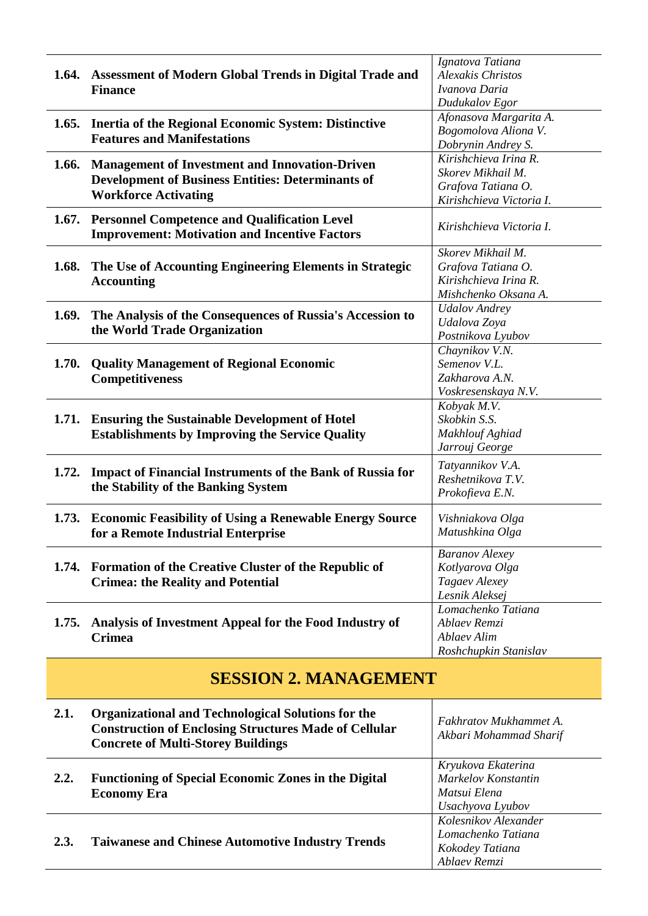| | | |
|---|---|---|
| **1.64.** | **Assessment of Modern Global Trends in Digital Trade and Finance** | *Ignatova Tatiana*<br>*Alexakis Christos*<br>*Ivanova Daria*<br>*Dudukalov Egor* |
| **1.65.** | **Inertia of the Regional Economic System: Distinctive Features and Manifestations** | *Afonasova Margarita A.*<br>*Bogomolova Aliona V.*<br>*Dobrynin Andrey S.* |
| **1.66.** | **Management of Investment and Innovation-Driven Development of Business Entities: Determinants of Workforce Activating** | *Kirishchieva Irina R.*<br>*Skorev Mikhail M.*<br>*Grafova Tatiana O.*<br>*Kirishchieva Victoria I.* |
| **1.67.** | **Personnel Competence and Qualification Level Improvement: Motivation and Incentive Factors** | *Kirishchieva Victoria I.* |
| **1.68.** | **The Use of Accounting Engineering Elements in Strategic Accounting** | *Skorev Mikhail M.*<br>*Grafova Tatiana O.*<br>*Kirishchieva Irina R.*<br>*Mishchenko Oksana A.* |
| **1.69.** | **The Analysis of the Consequences of Russia's Accession to the World Trade Organization** | *Udalov Andrey*<br>*Udalova Zoya*<br>*Postnikova Lyubov* |
| **1.70.** | **Quality Management of Regional Economic Competitiveness** | *Chaynikov V.N.*<br>*Semenov V.L.*<br>*Zakharova A.N.*<br>*Voskresenskaya N.V.* |
| **1.71.** | **Ensuring the Sustainable Development of Hotel Establishments by Improving the Service Quality** | *Kobyak M.V.*<br>*Skobkin S.S.*<br>*Makhlouf Aghiad*<br>*Jarrouj George* |
| **1.72.** | **Impact of Financial Instruments of the Bank of Russia for the Stability of the Banking System** | *Tatyannikov V.A.*<br>*Reshetnikova T.V.*<br>*Prokofieva E.N.* |
| **1.73.** | **Economic Feasibility of Using a Renewable Energy Source for a Remote Industrial Enterprise** | *Vishniakova Olga*<br>*Matushkina Olga* |
| **1.74.** | **Formation of the Creative Cluster of the Republic of Crimea: the Reality and Potential** | *Baranov Alexey*<br>*Kotlyarova Olga*<br>*Tagaev Alexey*<br>*Lesnik Aleksej* |
| **1.75.** | **Analysis of Investment Appeal for the Food Industry of Crimea** | *Lomachenko Tatiana*<br>*Ablaev Remzi*<br>*Ablaev Alim*<br>*Roshchupkin Stanislav* |

## SESSION 2. MANAGEMENT

| | | |
|---|---|---|
| **2.1.** | **Organizational and Technological Solutions for the Construction of Enclosing Structures Made of Cellular Concrete of Multi-Storey Buildings** | *Fakhratov Mukhammet A.*<br>*Akbari Mohammad Sharif* |
| **2.2.** | **Functioning of Special Economic Zones in the Digital Economy Era** | *Kryukova Ekaterina*<br>*Markelov Konstantin*<br>*Matsui Elena*<br>*Usachyova Lyubov* |
| **2.3.** | **Taiwanese and Chinese Automotive Industry Trends** | *Kolesnikov Alexander*<br>*Lomachenko Tatiana*<br>*Kokodey Tatiana*<br>*Ablaev Remzi* |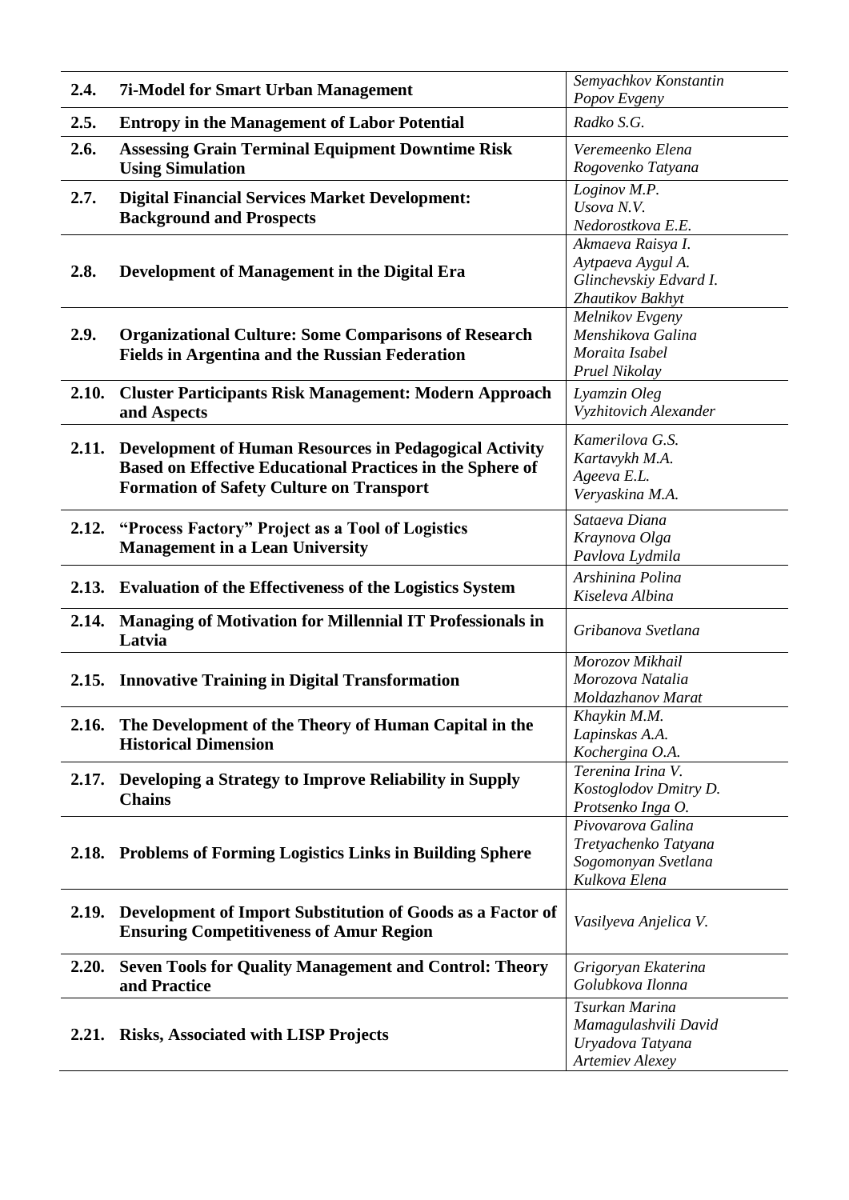| | | |
|---|---|---|
| **2.4.** | **7i-Model for Smart Urban Management** | *Semyachkov Konstantin*<br>*Popov Evgeny* |
| **2.5.** | **Entropy in the Management of Labor Potential** | *Radko S.G.* |
| **2.6.** | **Assessing Grain Terminal Equipment Downtime Risk Using Simulation** | *Veremeenko Elena*<br>*Rogovenko Tatyana* |
| **2.7.** | **Digital Financial Services Market Development: Background and Prospects** | *Loginov M.P.*<br>*Usova N.V.*<br>*Nedorostkova E.E.* |
| **2.8.** | **Development of Management in the Digital Era** | *Akmaeva Raisya I.*<br>*Aytpaeva Aygul A.*<br>*Glinchevskiy Edvard I.*<br>*Zhautikov Bakhyt* |
| **2.9.** | **Organizational Culture: Some Comparisons of Research Fields in Argentina and the Russian Federation** | *Melnikov Evgeny*<br>*Menshikova Galina*<br>*Moraita Isabel*<br>*Pruel Nikolay* |
| **2.10.** | **Cluster Participants Risk Management: Modern Approach and Aspects** | *Lyamzin Oleg*<br>*Vyzhitovich Alexander* |
| **2.11.** | **Development of Human Resources in Pedagogical Activity Based on Effective Educational Practices in the Sphere of Formation of Safety Culture on Transport** | *Kamerilova G.S.*<br>*Kartavykh M.A.*<br>*Ageeva E.L.*<br>*Veryaskina M.A.* |
| **2.12.** | **"Process Factory" Project as a Tool of Logistics Management in a Lean University** | *Sataeva Diana*<br>*Kraynova Olga*<br>*Pavlova Lydmila* |
| **2.13.** | **Evaluation of the Effectiveness of the Logistics System** | *Arshinina Polina*<br>*Kiseleva Albina* |
| **2.14.** | **Managing of Motivation for Millennial IT Professionals in Latvia** | *Gribanova Svetlana* |
| **2.15.** | **Innovative Training in Digital Transformation** | *Morozov Mikhail*<br>*Morozova Natalia*<br>*Moldazhanov Marat* |
| **2.16.** | **The Development of the Theory of Human Capital in the Historical Dimension** | *Khaykin M.M.*<br>*Lapinskas A.A.*<br>*Kochergina O.A.* |
| **2.17.** | **Developing a Strategy to Improve Reliability in Supply Chains** | *Terenina Irina V.*<br>*Kostoglodov Dmitry D.*<br>*Protsenko Inga O.* |
| **2.18.** | **Problems of Forming Logistics Links in Building Sphere** | *Pivovarova Galina*<br>*Tretyachenko Tatyana*<br>*Sogomonyan Svetlana*<br>*Kulkova Elena* |
| **2.19.** | **Development of Import Substitution of Goods as a Factor of Ensuring Competitiveness of Amur Region** | *Vasilyeva Anjelica V.* |
| **2.20.** | **Seven Tools for Quality Management and Control: Theory and Practice** | *Grigoryan Ekaterina*<br>*Golubkova Ilonna* |
| **2.21.** | **Risks, Associated with LISP Projects** | *Tsurkan Marina*<br>*Mamagulashvili David*<br>*Uryadova Tatyana*<br>*Artemiev Alexey* |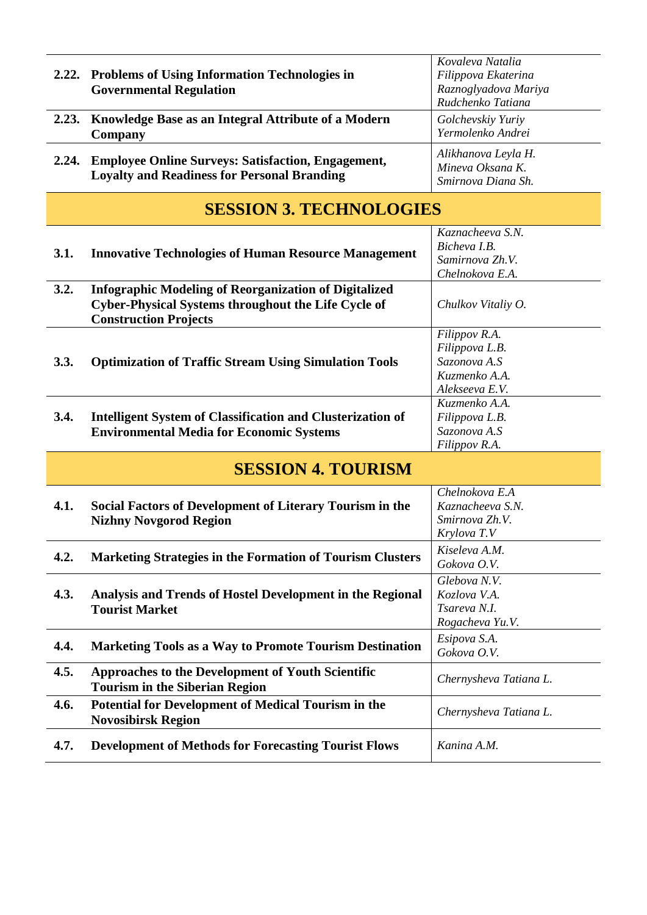| | | |
|---|---|---|
| **2.22.** | **Problems of Using Information Technologies in Governmental Regulation** | *Kovaleva Natalia*<br>*Filippova Ekaterina*<br>*Raznoglyadova Mariya*<br>*Rudchenko Tatiana* |
| **2.23.** | **Knowledge Base as an Integral Attribute of a Modern Company** | *Golchevskiy Yuriy*<br>*Yermolenko Andrei* |
| **2.24.** | **Employee Online Surveys: Satisfaction, Engagement, Loyalty and Readiness for Personal Branding** | *Alikhanova Leyla H.*<br>*Mineva Oksana K.*<br>*Smirnova Diana Sh.* |

## SESSION 3. TECHNOLOGIES

| | | |
|---|---|---|
| **3.1.** | **Innovative Technologies of Human Resource Management** | *Kaznacheeva S.N.*<br>*Bicheva I.B.*<br>*Samirnova Zh.V.*<br>*Chelnokova E.A.* |
| **3.2.** | **Infographic Modeling of Reorganization of Digitalized Cyber-Physical Systems throughout the Life Cycle of Construction Projects** | *Chulkov Vitaliy O.* |
| **3.3.** | **Optimization of Traffic Stream Using Simulation Tools** | *Filippov R.A.*<br>*Filippova L.B.*<br>*Sazonova A.S*<br>*Kuzmenko A.A.*<br>*Alekseeva E.V.* |
| **3.4.** | **Intelligent System of Classification and Clusterization of Environmental Media for Economic Systems** | *Kuzmenko A.A.*<br>*Filippova L.B.*<br>*Sazonova A.S*<br>*Filippov R.A.* |

## SESSION 4. TOURISM

| | | |
|---|---|---|
| **4.1.** | **Social Factors of Development of Literary Tourism in the Nizhny Novgorod Region** | *Chelnokova E.A*<br>*Kaznacheeva S.N.*<br>*Smirnova Zh.V.*<br>*Krylova T.V* |
| **4.2.** | **Marketing Strategies in the Formation of Tourism Clusters** | *Kiseleva A.M.*<br>*Gokova O.V.* |
| **4.3.** | **Analysis and Trends of Hostel Development in the Regional Tourist Market** | *Glebova N.V.*<br>*Kozlova V.A.*<br>*Tsareva N.I.*<br>*Rogacheva Yu.V.* |
| **4.4.** | **Marketing Tools as a Way to Promote Tourism Destination** | *Esipova S.A.*<br>*Gokova O.V.* |
| **4.5.** | **Approaches to the Development of Youth Scientific Tourism in the Siberian Region** | *Chernysheva Tatiana L.* |
| **4.6.** | **Potential for Development of Medical Tourism in the Novosibirsk Region** | *Chernysheva Tatiana L.* |
| **4.7.** | **Development of Methods for Forecasting Tourist Flows** | *Kanina A.M.* |